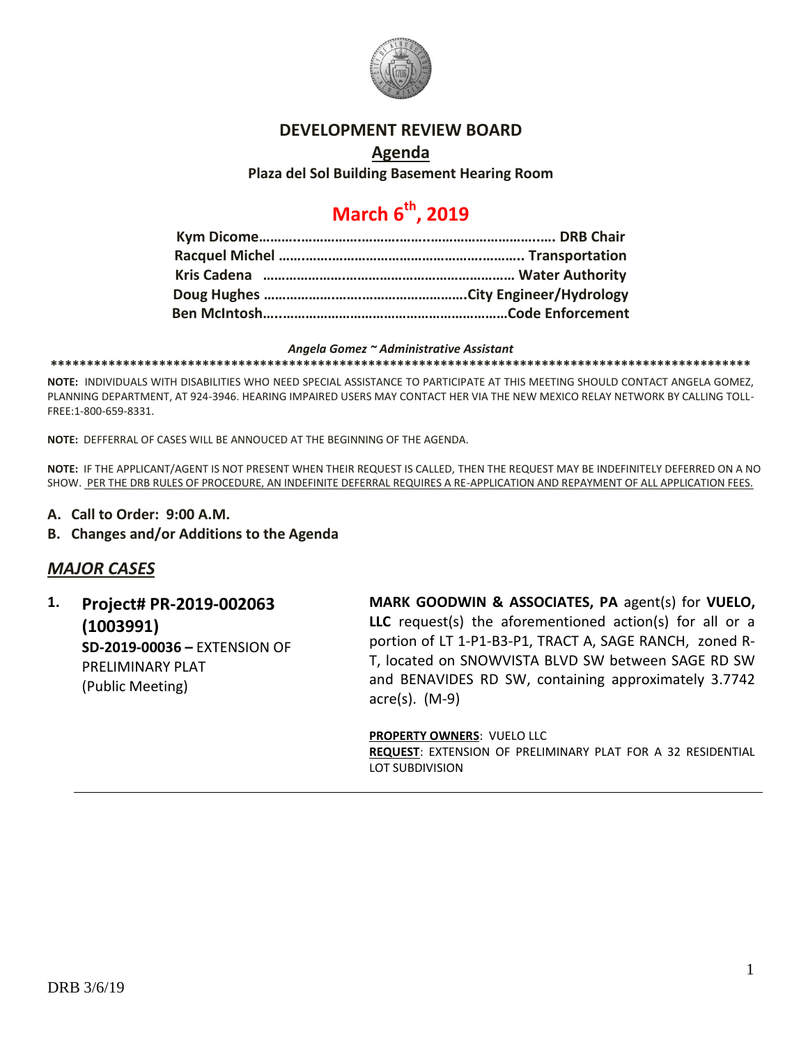# DEVELOPMENT REVIEW BOARD

## Agenda

**Plaza del Sol Building Basement Hearing Room**

## March 6th, 2019

**Kym Dicome……..……………………………..……………………….…. DRB Chair**
**Racquel Michel ……………………………………………………….. Transportation**
**Kris Cadena ………………………………………………………… Water Authority**
**Doug Hughes ……………………………………………….City Engineer/Hydrology**
**Ben McIntosh…..……………………………………………………Code Enforcement**

***Angela Gomez ~ Administrative Assistant***

**************************************************************************************************

**NOTE:** INDIVIDUALS WITH DISABILITIES WHO NEED SPECIAL ASSISTANCE TO PARTICIPATE AT THIS MEETING SHOULD CONTACT ANGELA GOMEZ, PLANNING DEPARTMENT, AT 924-3946. HEARING IMPAIRED USERS MAY CONTACT HER VIA THE NEW MEXICO RELAY NETWORK BY CALLING TOLL-FREE:1-800-659-8331.

**NOTE:** DEFFERRAL OF CASES WILL BE ANNOUCED AT THE BEGINNING OF THE AGENDA.

**NOTE:** IF THE APPLICANT/AGENT IS NOT PRESENT WHEN THEIR REQUEST IS CALLED, THEN THE REQUEST MAY BE INDEFINITELY DEFERRED ON A NO SHOW. PER THE DRB RULES OF PROCEDURE, AN INDEFINITE DEFERRAL REQUIRES A RE-APPLICATION AND REPAYMENT OF ALL APPLICATION FEES.

**A. Call to Order: 9:00 A.M.**

**B. Changes and/or Additions to the Agenda**

## *MAJOR CASES*

**1. Project# PR-2019-002063 (1003991)**
**SD-2019-00036 –** EXTENSION OF PRELIMINARY PLAT
(Public Meeting)

**MARK GOODWIN & ASSOCIATES, PA** agent(s) for **VUELO, LLC** request(s) the aforementioned action(s) for all or a portion of LT 1-P1-B3-P1, TRACT A, SAGE RANCH, zoned R-T, located on SNOWVISTA BLVD SW between SAGE RD SW and BENAVIDES RD SW, containing approximately 3.7742 acre(s). (M-9)

**PROPERTY OWNERS**: VUELO LLC
**REQUEST**: EXTENSION OF PRELIMINARY PLAT FOR A 32 RESIDENTIAL LOT SUBDIVISION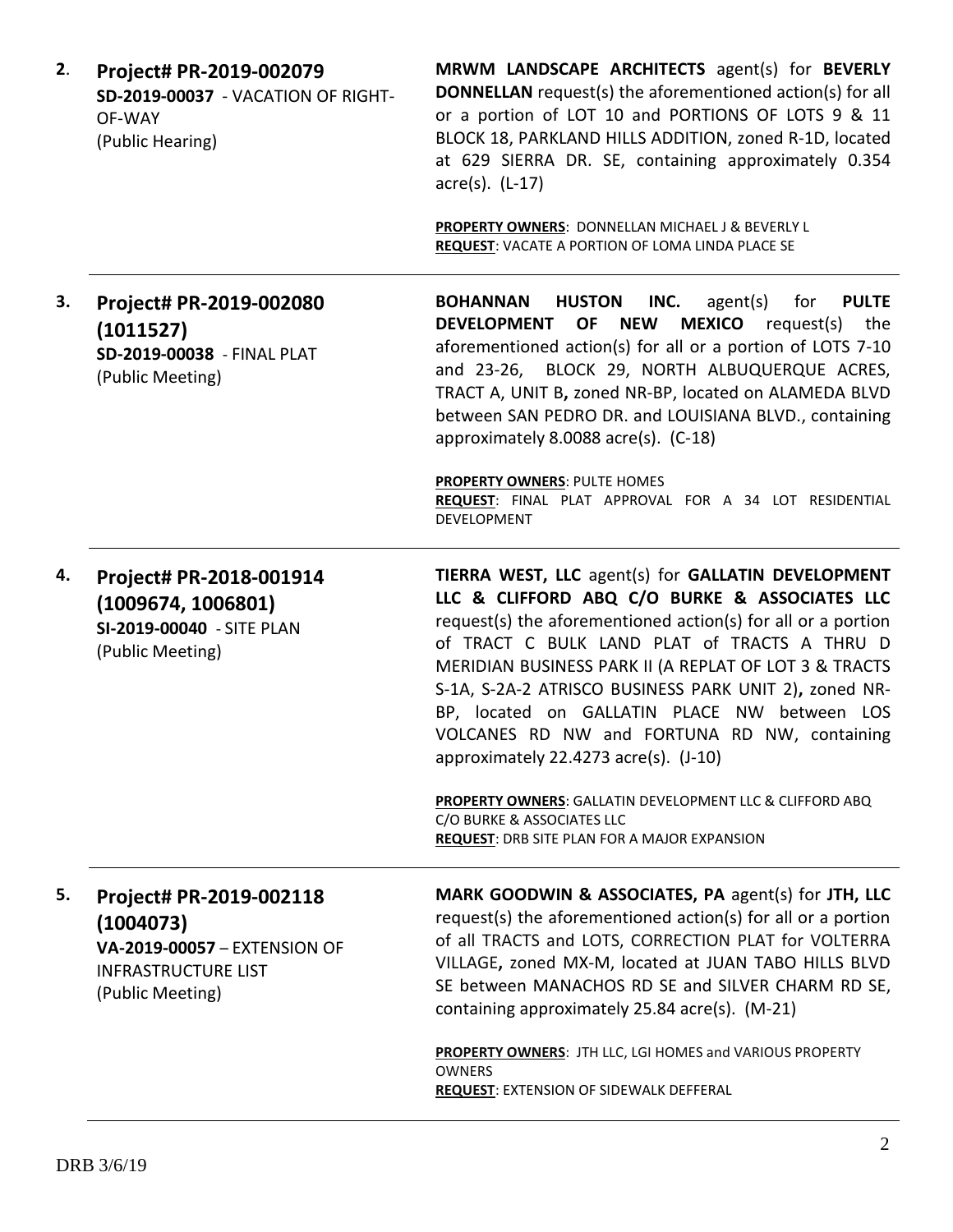| | | |
|---|---|---|
| **2**. | **Project# PR-2019-002079**<br>**SD-2019-00037** - VACATION OF RIGHT-OF-WAY<br>(Public Hearing) | **MRWM LANDSCAPE ARCHITECTS** agent(s) for **BEVERLY DONNELLAN** request(s) the aforementioned action(s) for all or a portion of LOT 10 and PORTIONS OF LOTS 9 & 11 BLOCK 18, PARKLAND HILLS ADDITION, zoned R-1D, located at 629 SIERRA DR. SE, containing approximately 0.354 acre(s). (L-17)<br><br>**PROPERTY OWNERS**: DONNELLAN MICHAEL J & BEVERLY L<br>**REQUEST**: VACATE A PORTION OF LOMA LINDA PLACE SE |
| **3.** | **Project# PR-2019-002080 (1011527)**<br>**SD-2019-00038** - FINAL PLAT<br>(Public Meeting) | **BOHANNAN HUSTON INC.** agent(s) for **PULTE DEVELOPMENT OF NEW MEXICO** request(s) the aforementioned action(s) for all or a portion of LOTS 7-10 and 23-26, BLOCK 29, NORTH ALBUQUERQUE ACRES, TRACT A, UNIT B**,** zoned NR-BP, located on ALAMEDA BLVD between SAN PEDRO DR. and LOUISIANA BLVD., containing approximately 8.0088 acre(s). (C-18)<br><br>**PROPERTY OWNERS**: PULTE HOMES<br>**REQUEST**: FINAL PLAT APPROVAL FOR A 34 LOT RESIDENTIAL DEVELOPMENT |
| **4.** | **Project# PR-2018-001914 (1009674, 1006801)**<br>**SI-2019-00040** - SITE PLAN<br>(Public Meeting) | **TIERRA WEST, LLC** agent(s) for **GALLATIN DEVELOPMENT LLC & CLIFFORD ABQ C/O BURKE & ASSOCIATES LLC** request(s) the aforementioned action(s) for all or a portion of TRACT C BULK LAND PLAT of TRACTS A THRU D MERIDIAN BUSINESS PARK II (A REPLAT OF LOT 3 & TRACTS S-1A, S-2A-2 ATRISCO BUSINESS PARK UNIT 2)**,** zoned NR-BP, located on GALLATIN PLACE NW between LOS VOLCANES RD NW and FORTUNA RD NW, containing approximately 22.4273 acre(s). (J-10)<br><br>**PROPERTY OWNERS**: GALLATIN DEVELOPMENT LLC & CLIFFORD ABQ C/O BURKE & ASSOCIATES LLC<br>**REQUEST**: DRB SITE PLAN FOR A MAJOR EXPANSION |
| **5.** | **Project# PR-2019-002118 (1004073)**<br>**VA-2019-00057** – EXTENSION OF INFRASTRUCTURE LIST<br>(Public Meeting) | **MARK GOODWIN & ASSOCIATES, PA** agent(s) for **JTH, LLC** request(s) the aforementioned action(s) for all or a portion of all TRACTS and LOTS, CORRECTION PLAT for VOLTERRA VILLAGE**,** zoned MX-M, located at JUAN TABO HILLS BLVD SE between MANACHOS RD SE and SILVER CHARM RD SE, containing approximately 25.84 acre(s). (M-21)<br><br>**PROPERTY OWNERS**: JTH LLC, LGI HOMES and VARIOUS PROPERTY OWNERS<br>**REQUEST**: EXTENSION OF SIDEWALK DEFFERAL |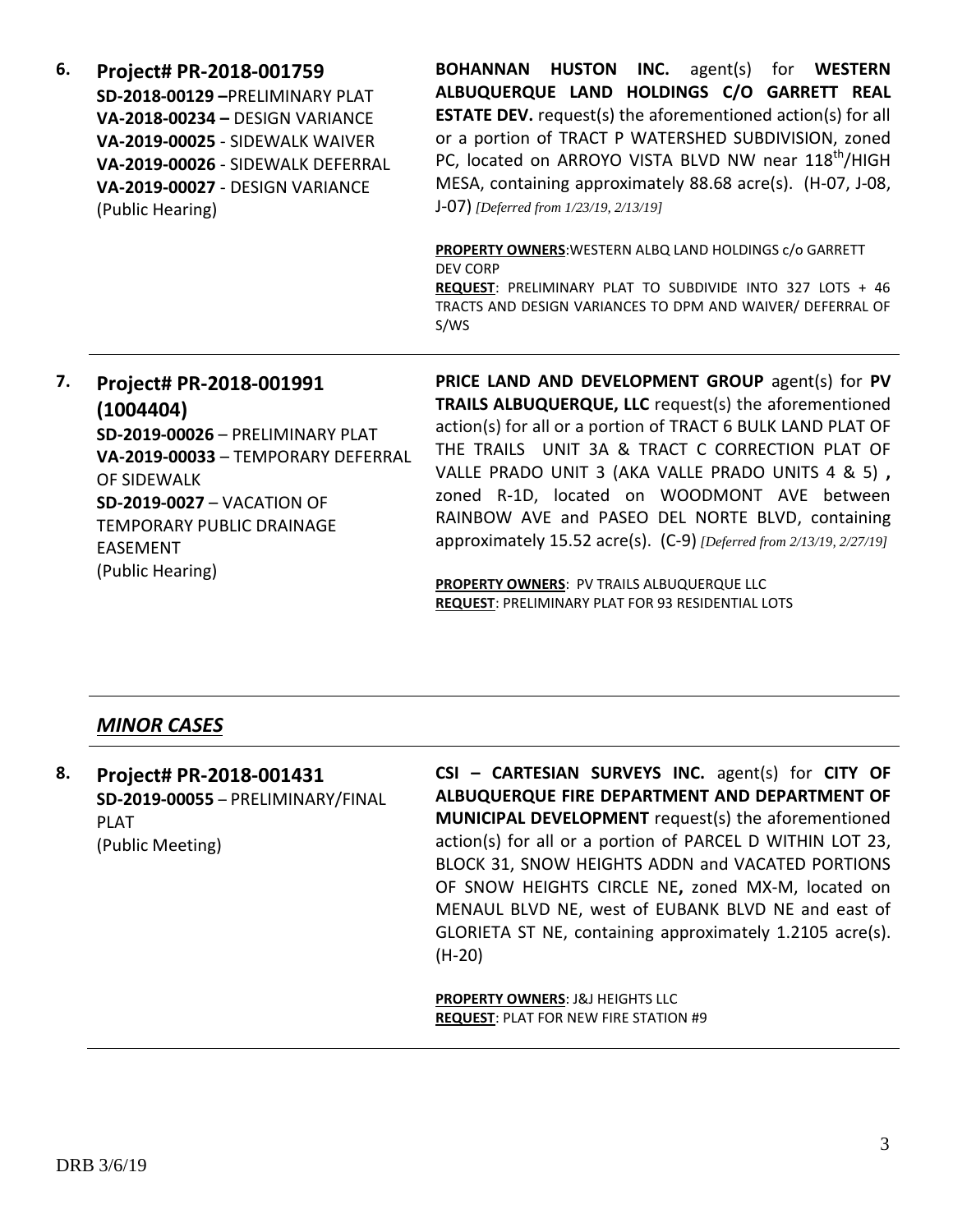**6. Project# PR-2018-001759**
**SD-2018-00129 –**PRELIMINARY PLAT
**VA-2018-00234 –** DESIGN VARIANCE
**VA-2019-00025** - SIDEWALK WAIVER
**VA-2019-00026** - SIDEWALK DEFERRAL
**VA-2019-00027** - DESIGN VARIANCE
(Public Hearing)

**BOHANNAN HUSTON INC.** agent(s) for **WESTERN ALBUQUERQUE LAND HOLDINGS C/O GARRETT REAL ESTATE DEV.** request(s) the aforementioned action(s) for all or a portion of TRACT P WATERSHED SUBDIVISION, zoned PC, located on ARROYO VISTA BLVD NW near 118th/HIGH MESA, containing approximately 88.68 acre(s). (H-07, J-08, J-07) *[Deferred from 1/23/19, 2/13/19]*

**PROPERTY OWNERS**:WESTERN ALBQ LAND HOLDINGS c/o GARRETT DEV CORP
**REQUEST**: PRELIMINARY PLAT TO SUBDIVIDE INTO 327 LOTS + 46 TRACTS AND DESIGN VARIANCES TO DPM AND WAIVER/ DEFERRAL OF S/WS

---

**7. Project# PR-2018-001991 (1004404)**
**SD-2019-00026** – PRELIMINARY PLAT
**VA-2019-00033** – TEMPORARY DEFERRAL OF SIDEWALK
**SD-2019-0027** – VACATION OF TEMPORARY PUBLIC DRAINAGE EASEMENT
(Public Hearing)

**PRICE LAND AND DEVELOPMENT GROUP** agent(s) for **PV TRAILS ALBUQUERQUE, LLC** request(s) the aforementioned action(s) for all or a portion of TRACT 6 BULK LAND PLAT OF THE TRAILS UNIT 3A & TRACT C CORRECTION PLAT OF VALLE PRADO UNIT 3 (AKA VALLE PRADO UNITS 4 & 5) **,** zoned R-1D, located on WOODMONT AVE between RAINBOW AVE and PASEO DEL NORTE BLVD, containing approximately 15.52 acre(s). (C-9) *[Deferred from 2/13/19, 2/27/19]*

**PROPERTY OWNERS**: PV TRAILS ALBUQUERQUE LLC
**REQUEST**: PRELIMINARY PLAT FOR 93 RESIDENTIAL LOTS

---

## *MINOR CASES*

---

**8. Project# PR-2018-001431**
**SD-2019-00055** – PRELIMINARY/FINAL PLAT
(Public Meeting)

**CSI – CARTESIAN SURVEYS INC.** agent(s) for **CITY OF ALBUQUERQUE FIRE DEPARTMENT AND DEPARTMENT OF MUNICIPAL DEVELOPMENT** request(s) the aforementioned action(s) for all or a portion of PARCEL D WITHIN LOT 23, BLOCK 31, SNOW HEIGHTS ADDN and VACATED PORTIONS OF SNOW HEIGHTS CIRCLE NE**,** zoned MX-M, located on MENAUL BLVD NE, west of EUBANK BLVD NE and east of GLORIETA ST NE, containing approximately 1.2105 acre(s). (H-20)

**PROPERTY OWNERS**: J&J HEIGHTS LLC
**REQUEST**: PLAT FOR NEW FIRE STATION #9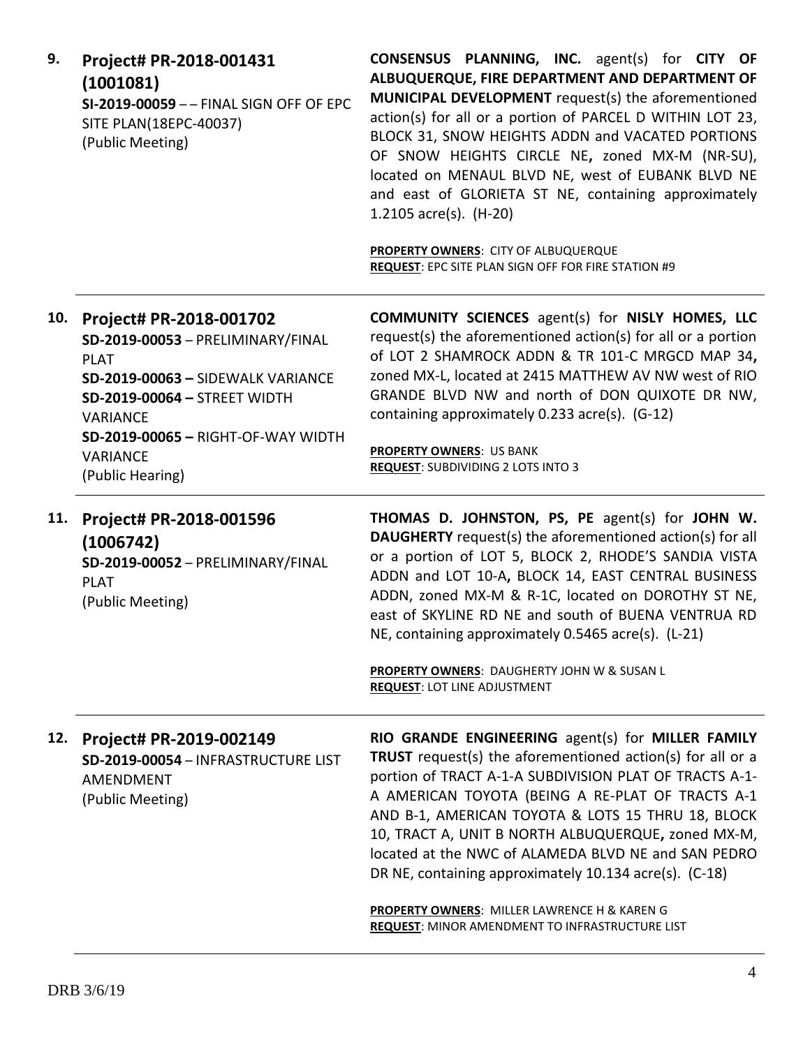**9. Project# PR-2018-001431 (1001081)**
**SI-2019-00059** – – FINAL SIGN OFF OF EPC SITE PLAN(18EPC-40037)
(Public Meeting)

**CONSENSUS PLANNING, INC.** agent(s) for **CITY OF ALBUQUERQUE, FIRE DEPARTMENT AND DEPARTMENT OF MUNICIPAL DEVELOPMENT** request(s) the aforementioned action(s) for all or a portion of PARCEL D WITHIN LOT 23, BLOCK 31, SNOW HEIGHTS ADDN and VACATED PORTIONS OF SNOW HEIGHTS CIRCLE NE**,** zoned MX-M (NR-SU), located on MENAUL BLVD NE, west of EUBANK BLVD NE and east of GLORIETA ST NE, containing approximately 1.2105 acre(s). (H-20)

**PROPERTY OWNERS**: CITY OF ALBUQUERQUE
**REQUEST**: EPC SITE PLAN SIGN OFF FOR FIRE STATION #9

---

**10. Project# PR-2018-001702**
**SD-2019-00053** – PRELIMINARY/FINAL PLAT
**SD-2019-00063 –** SIDEWALK VARIANCE
**SD-2019-00064 –** STREET WIDTH VARIANCE
**SD-2019-00065 –** RIGHT-OF-WAY WIDTH VARIANCE
(Public Hearing)

**COMMUNITY SCIENCES** agent(s) for **NISLY HOMES, LLC** request(s) the aforementioned action(s) for all or a portion of LOT 2 SHAMROCK ADDN & TR 101-C MRGCD MAP 34**,** zoned MX-L, located at 2415 MATTHEW AV NW west of RIO GRANDE BLVD NW and north of DON QUIXOTE DR NW, containing approximately 0.233 acre(s). (G-12)

**PROPERTY OWNERS**: US BANK
**REQUEST**: SUBDIVIDING 2 LOTS INTO 3

---

**11. Project# PR-2018-001596 (1006742)**
**SD-2019-00052** – PRELIMINARY/FINAL PLAT
(Public Meeting)

**THOMAS D. JOHNSTON, PS, PE** agent(s) for **JOHN W. DAUGHERTY** request(s) the aforementioned action(s) for all or a portion of LOT 5, BLOCK 2, RHODE'S SANDIA VISTA ADDN and LOT 10-A**,** BLOCK 14, EAST CENTRAL BUSINESS ADDN, zoned MX-M & R-1C, located on DOROTHY ST NE, east of SKYLINE RD NE and south of BUENA VENTRUA RD NE, containing approximately 0.5465 acre(s). (L-21)

**PROPERTY OWNERS**: DAUGHERTY JOHN W & SUSAN L
**REQUEST**: LOT LINE ADJUSTMENT

---

**12. Project# PR-2019-002149**
**SD-2019-00054** – INFRASTRUCTURE LIST AMENDMENT
(Public Meeting)

**RIO GRANDE ENGINEERING** agent(s) for **MILLER FAMILY TRUST** request(s) the aforementioned action(s) for all or a portion of TRACT A-1-A SUBDIVISION PLAT OF TRACTS A-1-A AMERICAN TOYOTA (BEING A RE-PLAT OF TRACTS A-1 AND B-1, AMERICAN TOYOTA & LOTS 15 THRU 18, BLOCK 10, TRACT A, UNIT B NORTH ALBUQUERQUE**,** zoned MX-M, located at the NWC of ALAMEDA BLVD NE and SAN PEDRO DR NE, containing approximately 10.134 acre(s). (C-18)

**PROPERTY OWNERS**: MILLER LAWRENCE H & KAREN G
**REQUEST**: MINOR AMENDMENT TO INFRASTRUCTURE LIST

---

DRB 3/6/19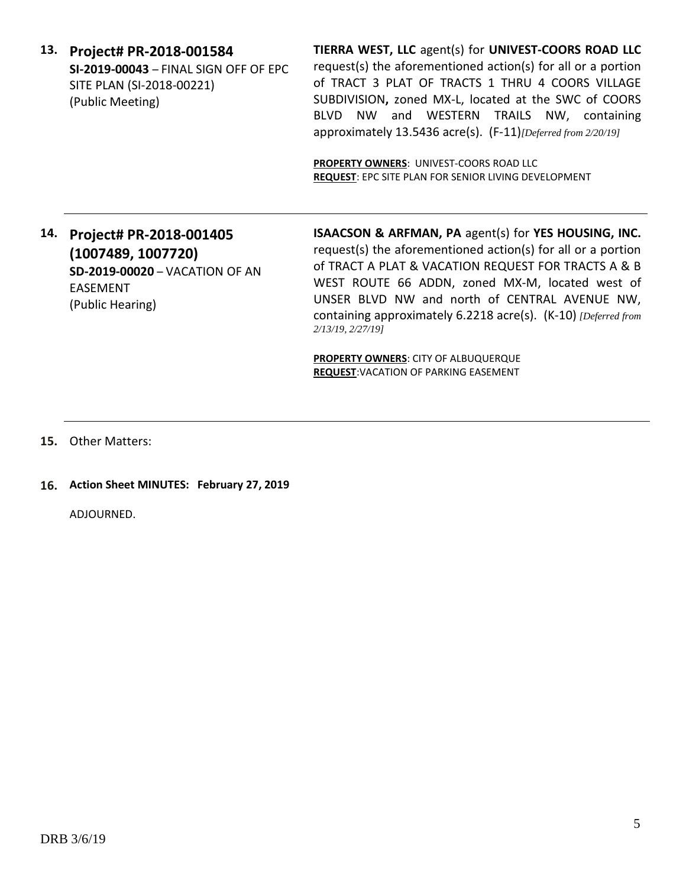**13. Project# PR-2018-001584**
**SI-2019-00043** – FINAL SIGN OFF OF EPC SITE PLAN (SI-2018-00221)
(Public Meeting)

**TIERRA WEST, LLC** agent(s) for **UNIVEST-COORS ROAD LLC** request(s) the aforementioned action(s) for all or a portion of TRACT 3 PLAT OF TRACTS 1 THRU 4 COORS VILLAGE SUBDIVISION**,** zoned MX-L, located at the SWC of COORS BLVD NW and WESTERN TRAILS NW, containing approximately 13.5436 acre(s). (F-11)*[Deferred from 2/20/19]*

**PROPERTY OWNERS**: UNIVEST-COORS ROAD LLC
**REQUEST**: EPC SITE PLAN FOR SENIOR LIVING DEVELOPMENT

---

**14. Project# PR-2018-001405 (1007489, 1007720)**
**SD-2019-00020** – VACATION OF AN EASEMENT
(Public Hearing)

**ISAACSON & ARFMAN, PA** agent(s) for **YES HOUSING, INC.** request(s) the aforementioned action(s) for all or a portion of TRACT A PLAT & VACATION REQUEST FOR TRACTS A & B WEST ROUTE 66 ADDN, zoned MX-M, located west of UNSER BLVD NW and north of CENTRAL AVENUE NW, containing approximately 6.2218 acre(s). (K-10) *[Deferred from 2/13/19, 2/27/19]*

**PROPERTY OWNERS**: CITY OF ALBUQUERQUE
**REQUEST**:VACATION OF PARKING EASEMENT

---

**15.** Other Matters:

**16. Action Sheet MINUTES: February 27, 2019**

ADJOURNED.